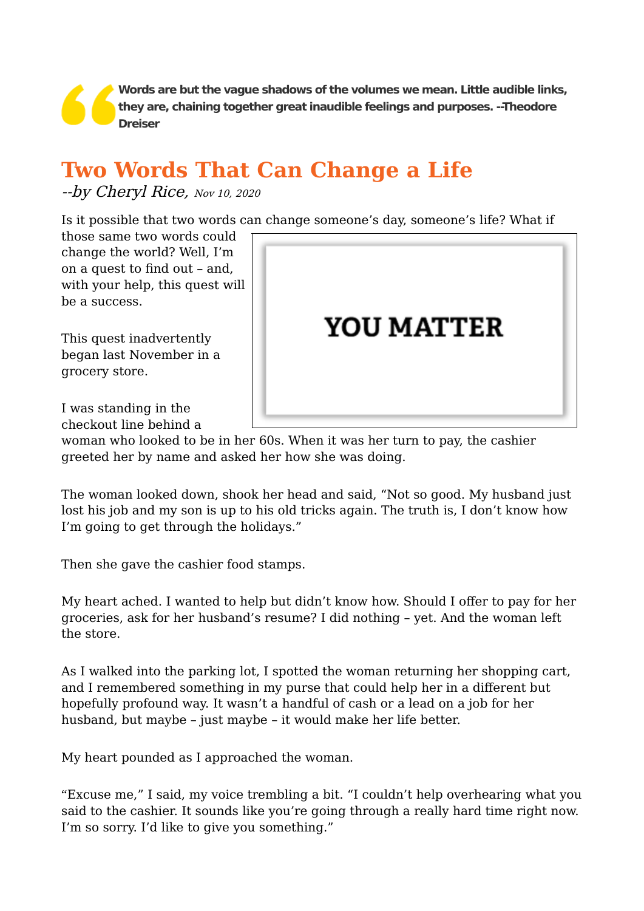> **Words are but the vague shadows of the volumes we mean. Little audible links, they are, chaining together great inaudible feelings and purposes. --Theodore Dreiser**

# Two Words That Can Change a Life

*--by Cheryl Rice, Nov 10, 2020*

Is it possible that two words can change someone's day, someone's life? What if those same two words could change the world? Well, I'm on a quest to find out – and, with your help, this quest will be a success.

YOU MATTER

This quest inadvertently began last November in a grocery store.

I was standing in the checkout line behind a woman who looked to be in her 60s. When it was her turn to pay, the cashier greeted her by name and asked her how she was doing.

The woman looked down, shook her head and said, "Not so good. My husband just lost his job and my son is up to his old tricks again. The truth is, I don't know how I'm going to get through the holidays."

Then she gave the cashier food stamps.

My heart ached. I wanted to help but didn't know how. Should I offer to pay for her groceries, ask for her husband's resume? I did nothing – yet. And the woman left the store.

As I walked into the parking lot, I spotted the woman returning her shopping cart, and I remembered something in my purse that could help her in a different but hopefully profound way. It wasn't a handful of cash or a lead on a job for her husband, but maybe – just maybe – it would make her life better.

My heart pounded as I approached the woman.

"Excuse me," I said, my voice trembling a bit. "I couldn't help overhearing what you said to the cashier. It sounds like you're going through a really hard time right now. I'm so sorry. I'd like to give you something."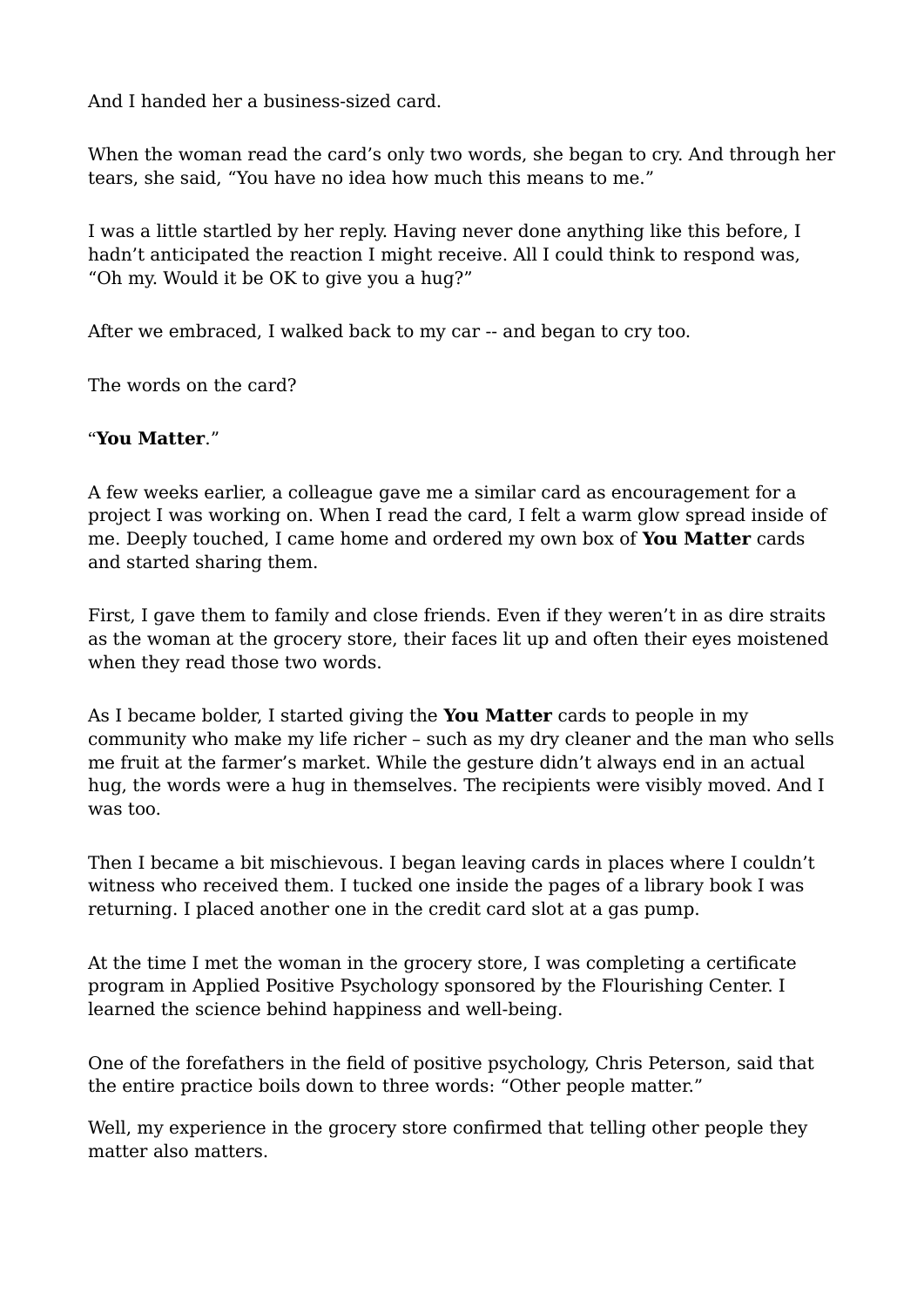And I handed her a business-sized card.

When the woman read the card's only two words, she began to cry. And through her tears, she said, "You have no idea how much this means to me."

I was a little startled by her reply. Having never done anything like this before, I hadn't anticipated the reaction I might receive. All I could think to respond was, "Oh my. Would it be OK to give you a hug?"

After we embraced, I walked back to my car -- and began to cry too.

The words on the card?

"**You Matter**."

A few weeks earlier, a colleague gave me a similar card as encouragement for a project I was working on. When I read the card, I felt a warm glow spread inside of me. Deeply touched, I came home and ordered my own box of **You Matter** cards and started sharing them.

First, I gave them to family and close friends. Even if they weren't in as dire straits as the woman at the grocery store, their faces lit up and often their eyes moistened when they read those two words.

As I became bolder, I started giving the **You Matter** cards to people in my community who make my life richer – such as my dry cleaner and the man who sells me fruit at the farmer's market. While the gesture didn't always end in an actual hug, the words were a hug in themselves. The recipients were visibly moved. And I was too.

Then I became a bit mischievous. I began leaving cards in places where I couldn't witness who received them. I tucked one inside the pages of a library book I was returning. I placed another one in the credit card slot at a gas pump.

At the time I met the woman in the grocery store, I was completing a certificate program in Applied Positive Psychology sponsored by the Flourishing Center. I learned the science behind happiness and well-being.

One of the forefathers in the field of positive psychology, Chris Peterson, said that the entire practice boils down to three words: "Other people matter."

Well, my experience in the grocery store confirmed that telling other people they matter also matters.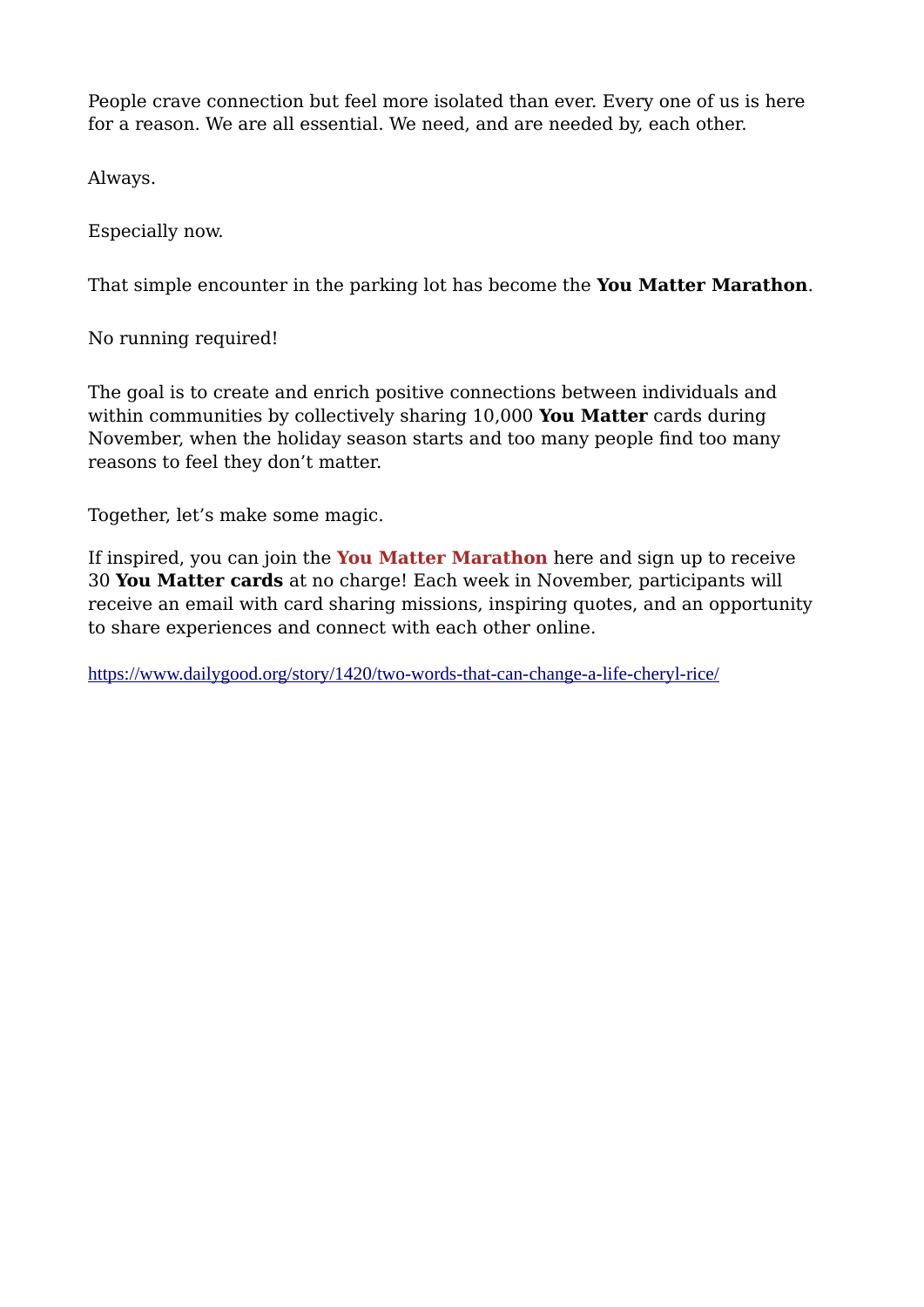People crave connection but feel more isolated than ever. Every one of us is here for a reason. We are all essential. We need, and are needed by, each other.

Always.

Especially now.

That simple encounter in the parking lot has become the **You Matter Marathon**.

No running required!

The goal is to create and enrich positive connections between individuals and within communities by collectively sharing 10,000 **You Matter** cards during November, when the holiday season starts and too many people find too many reasons to feel they don't matter.

Together, let's make some magic.

If inspired, you can join the **You Matter Marathon** here and sign up to receive 30 **You Matter cards** at no charge! Each week in November, participants will receive an email with card sharing missions, inspiring quotes, and an opportunity to share experiences and connect with each other online.

https://www.dailygood.org/story/1420/two-words-that-can-change-a-life-cheryl-rice/